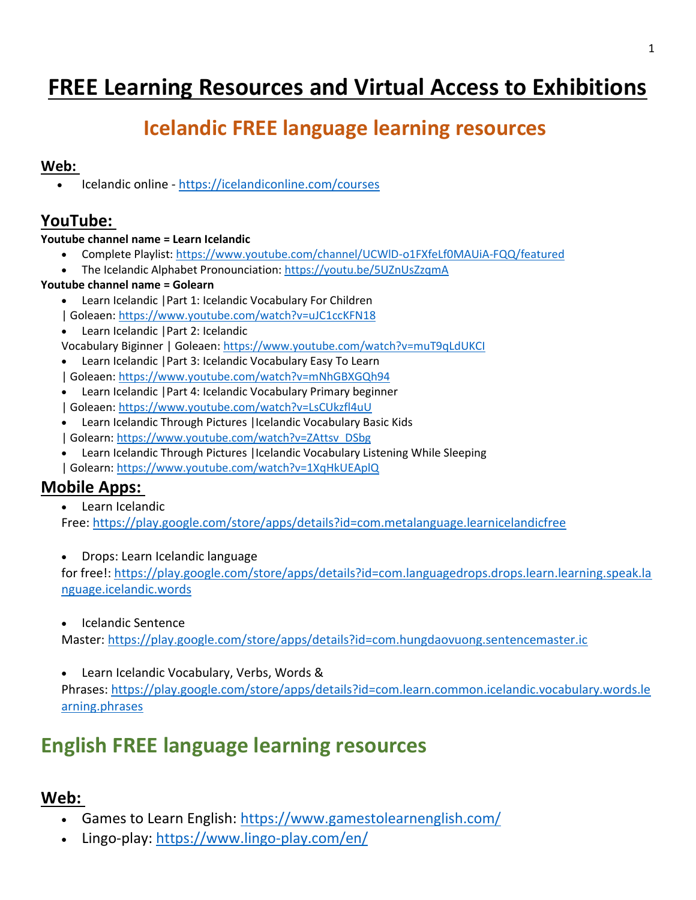# FREE Learning Resources and Virtual Access to Exhibitions

## Icelandic FREE language learning resources

### Web:

- Icelandic online - https://icelandiconline.com/courses

### YouTube:

**Youtube channel name = Learn Icelandic**

- Complete Playlist: https://www.youtube.com/channel/UCWlD-o1FXfeLf0MAUiA-FQQ/featured
- The Icelandic Alphabet Pronounciation: https://youtu.be/5UZnUsZzqmA

**Youtube channel name = Golearn**

- Learn Icelandic |Part 1: Icelandic Vocabulary For Children | Goleaen: https://www.youtube.com/watch?v=uJC1ccKFN18
- Learn Icelandic |Part 2: Icelandic Vocabulary Biginner | Goleaen: https://www.youtube.com/watch?v=muT9qLdUKCI
- Learn Icelandic |Part 3: Icelandic Vocabulary Easy To Learn | Goleaen: https://www.youtube.com/watch?v=mNhGBXGQh94
- Learn Icelandic |Part 4: Icelandic Vocabulary Primary beginner | Goleaen: https://www.youtube.com/watch?v=LsCUkzfl4uU
- Learn Icelandic Through Pictures |Icelandic Vocabulary Basic Kids | Golearn: https://www.youtube.com/watch?v=ZAttsv_DSbg
- Learn Icelandic Through Pictures |Icelandic Vocabulary Listening While Sleeping | Golearn: https://www.youtube.com/watch?v=1XqHkUEAplQ

### Mobile Apps:

- Learn Icelandic Free: https://play.google.com/store/apps/details?id=com.metalanguage.learnicelandicfree
- Drops: Learn Icelandic language for free!: https://play.google.com/store/apps/details?id=com.languagedrops.drops.learn.learning.speak.language.icelandic.words
- Icelandic Sentence Master: https://play.google.com/store/apps/details?id=com.hungdaovuong.sentencemaster.ic
- Learn Icelandic Vocabulary, Verbs, Words & Phrases: https://play.google.com/store/apps/details?id=com.learn.common.icelandic.vocabulary.words.learning.phrases

## English FREE language learning resources

### Web:

- Games to Learn English: https://www.gamestolearnenglish.com/
- Lingo-play: https://www.lingo-play.com/en/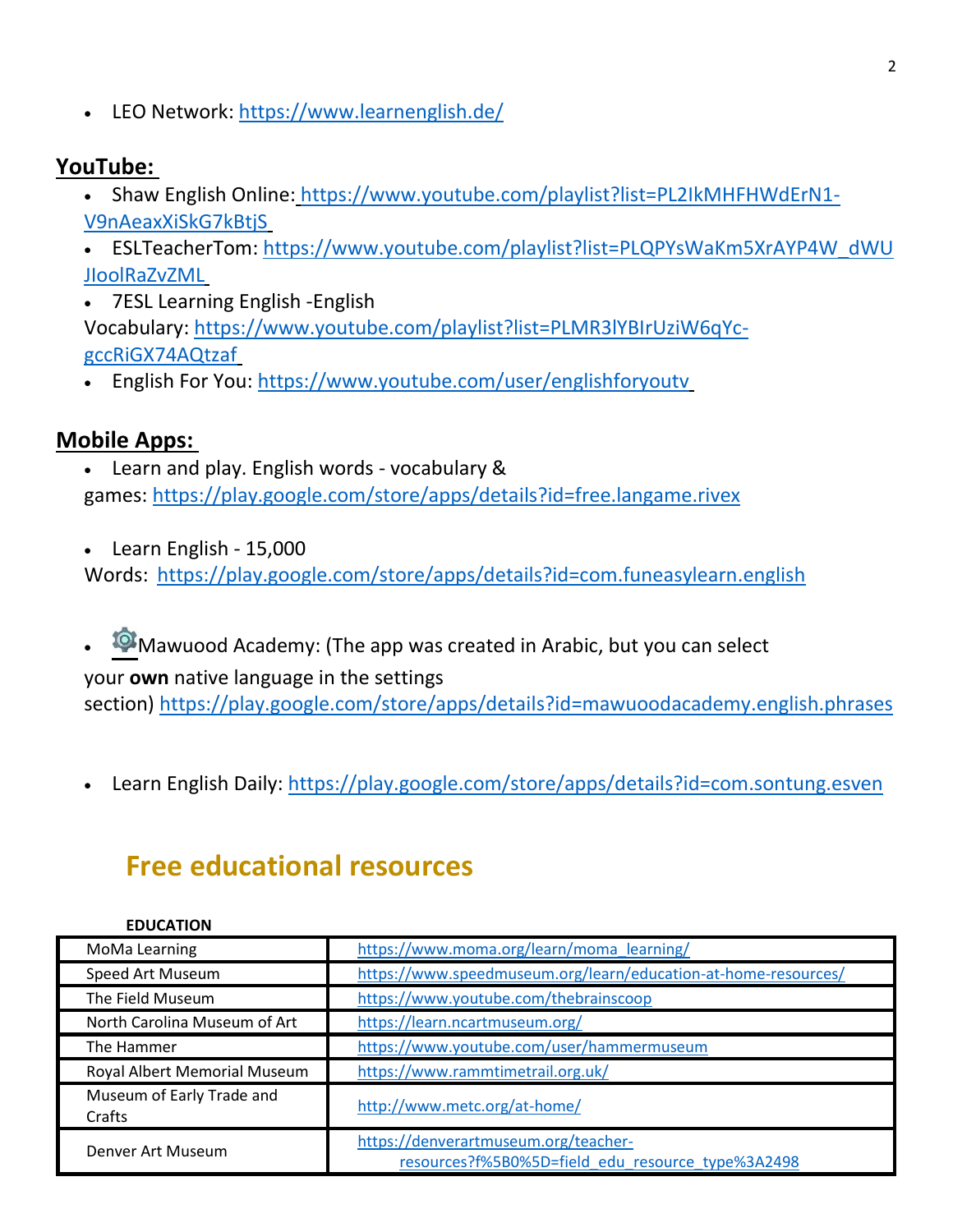- LEO Network: https://www.learnenglish.de/

## YouTube:

- Shaw English Online: https://www.youtube.com/playlist?list=PL2IkMHFHWdErN1-V9nAeaxXiSkG7kBtjS
- ESLTeacherTom: https://www.youtube.com/playlist?list=PLQPYsWaKm5XrAYP4W_dWUJIoolRaZvZML
- 7ESL Learning English -English Vocabulary: https://www.youtube.com/playlist?list=PLMR3lYBIrUziW6qYc-gccRiGX74AQtzaf
- English For You: https://www.youtube.com/user/englishforyoutv

## Mobile Apps:

- Learn and play. English words - vocabulary & games: https://play.google.com/store/apps/details?id=free.langame.rivex
- Learn English - 15,000 Words: https://play.google.com/store/apps/details?id=com.funeasylearn.english
- Mawuood Academy: (The app was created in Arabic, but you can select your **own** native language in the settings section) https://play.google.com/store/apps/details?id=mawuoodacademy.english.phrases
- Learn English Daily: https://play.google.com/store/apps/details?id=com.sontung.esven

# Free educational resources

**EDUCATION**

| | |
|---|---|
| MoMa Learning | https://www.moma.org/learn/moma_learning/ |
| Speed Art Museum | https://www.speedmuseum.org/learn/education-at-home-resources/ |
| The Field Museum | https://www.youtube.com/thebrainscoop |
| North Carolina Museum of Art | https://learn.ncartmuseum.org/ |
| The Hammer | https://www.youtube.com/user/hammermuseum |
| Royal Albert Memorial Museum | https://www.rammtimetrail.org.uk/ |
| Museum of Early Trade and Crafts | http://www.metc.org/at-home/ |
| Denver Art Museum | https://denverartmuseum.org/teacher-resources?f%5B0%5D=field_edu_resource_type%3A2498 |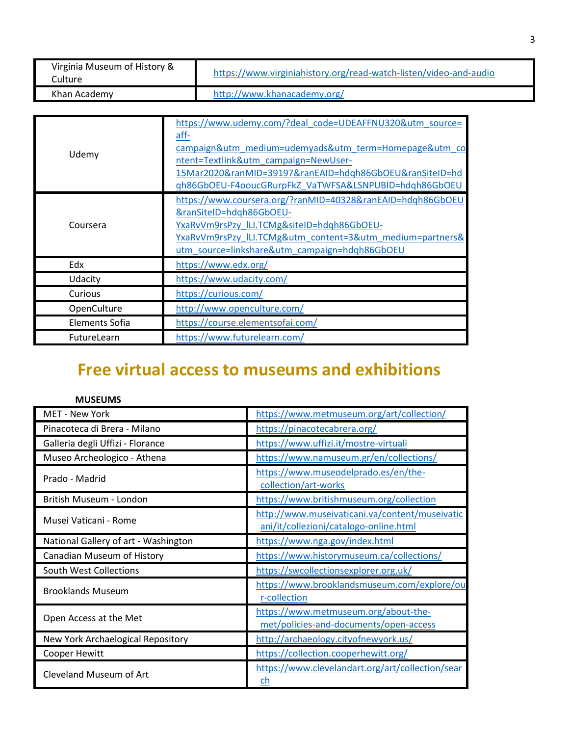| Virginia Museum of History & Culture | https://www.virginiahistory.org/read-watch-listen/video-and-audio |
| --- | --- |
| Khan Academy | http://www.khanacademy.org/ |

| Udemy | https://www.udemy.com/?deal_code=UDEAFFNU320&utm_source=aff-campaign&utm_medium=udemyads&utm_term=Homepage&utm_content=Textlink&utm_campaign=NewUser-15Mar2020&ranMID=39197&ranEAID=hdqh86GbOEU&ranSiteID=hdqh86GbOEU-F4oucGRurpFkZ_VaTWFSA&LSNPUBID=hdqh86GbOEU |
| --- | --- |
| Coursera | https://www.coursera.org/?ranMID=40328&ranEAID=hdqh86GbOEU&ranSiteID=hdqh86GbOEU-YxaRvVm9rsPzy_lLI.TCMg&siteID=hdqh86GbOEU-YxaRvVm9rsPzy_lLI.TCMg&utm_content=3&utm_medium=partners&utm_source=linkshare&utm_campaign=hdqh86GbOEU |
| Edx | https://www.edx.org/ |
| Udacity | https://www.udacity.com/ |
| Curious | https://curious.com/ |
| OpenCulture | http://www.openculture.com/ |
| Elements Sofia | https://course.elementsofai.com/ |
| FutureLearn | https://www.futurelearn.com/ |

# Free virtual access to museums and exhibitions

**MUSEUMS**

| MET - New York | https://www.metmuseum.org/art/collection/ |
| --- | --- |
| Pinacoteca di Brera - Milano | https://pinacotecabrera.org/ |
| Galleria degli Uffizi - Florance | https://www.uffizi.it/mostre-virtuali |
| Museo Archeologico - Athena | https://www.namuseum.gr/en/collections/ |
| Prado - Madrid | https://www.museodelprado.es/en/the-collection/art-works |
| British Museum - London | https://www.britishmuseum.org/collection |
| Musei Vaticani - Rome | http://www.museivaticani.va/content/museivaticani/it/collezioni/catalogo-online.html |
| National Gallery of art - Washington | https://www.nga.gov/index.html |
| Canadian Museum of History | https://www.historymuseum.ca/collections/ |
| South West Collections | https://swcollectionsexplorer.org.uk/ |
| Brooklands Museum | https://www.brooklandsmuseum.com/explore/our-collection |
| Open Access at the Met | https://www.metmuseum.org/about-the-met/policies-and-documents/open-access |
| New York Archaelogical Repository | http://archaeology.cityofnewyork.us/ |
| Cooper Hewitt | https://collection.cooperhewitt.org/ |
| Cleveland Museum of Art | https://www.clevelandart.org/art/collection/search |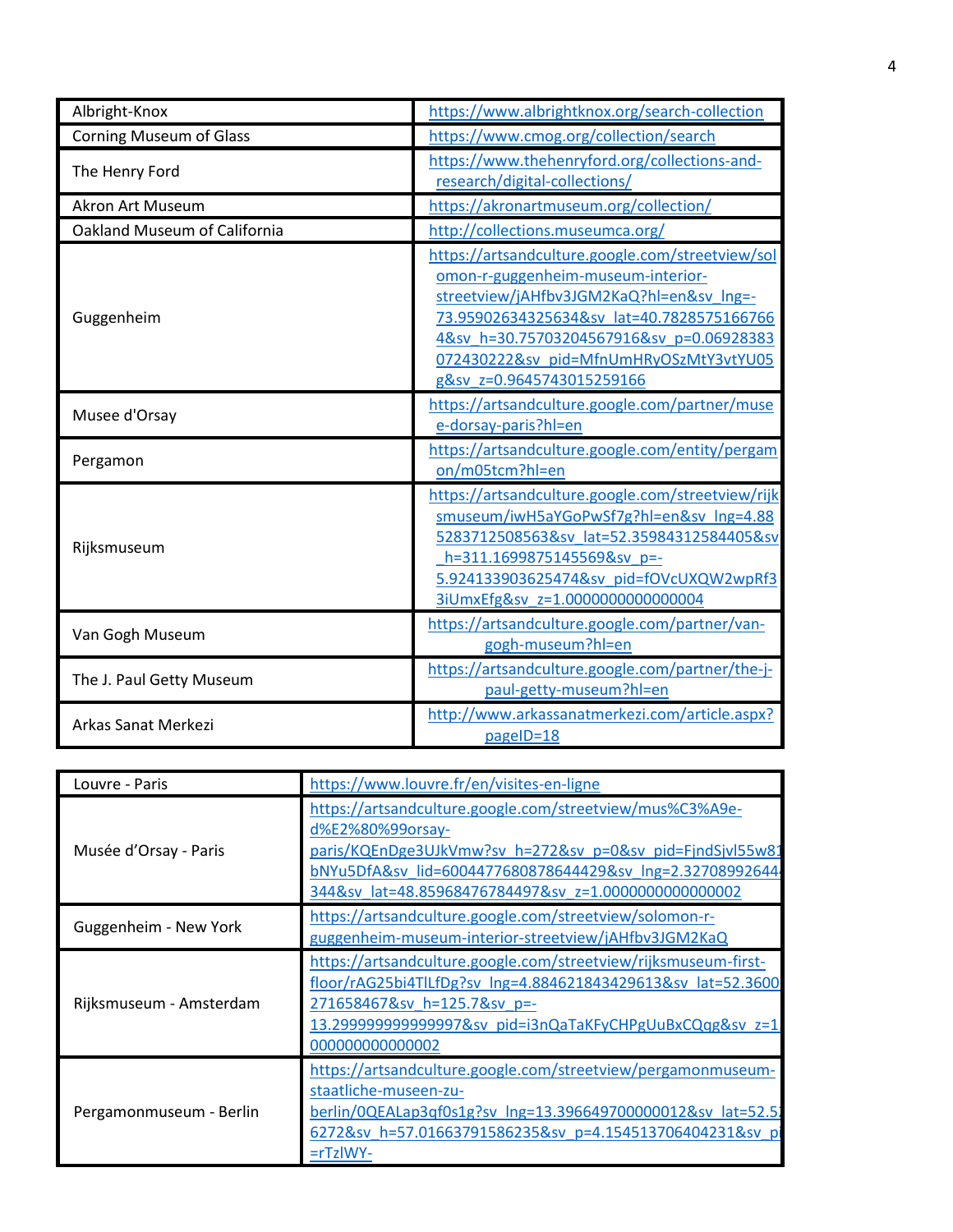| Albright-Knox | https://www.albrightknox.org/search-collection |
|---|---|
| Corning Museum of Glass | https://www.cmog.org/collection/search |
| The Henry Ford | https://www.thehenryford.org/collections-and-research/digital-collections/ |
| Akron Art Museum | https://akronartmuseum.org/collection/ |
| Oakland Museum of California | http://collections.museumca.org/ |
| Guggenheim | https://artsandculture.google.com/streetview/solomon-r-guggenheim-museum-interior-streetview/jAHfbv3JGM2KaQ?hl=en&sv_lng=-73.95902634325634&sv_lat=40.78285751667664&sv_h=30.75703204567916&sv_p=0.06928383072430222&sv_pid=MfnUmHRyOSzMtY3vtYU05g&sv_z=0.9645743015259166 |
| Musee d'Orsay | https://artsandculture.google.com/partner/musee-dorsay-paris?hl=en |
| Pergamon | https://artsandculture.google.com/entity/pergamon/m05tcm?hl=en |
| Rijksmuseum | https://artsandculture.google.com/streetview/rijksmuseum/iwH5aYGoPwSf7g?hl=en&sv_lng=4.885283712508563&sv_lat=52.35984312584405&sv_h=311.1699875145569&sv_p=-5.924133903625474&sv_pid=fOVcUXQW2wpRf33iUmxEfg&sv_z=1.0000000000000004 |
| Van Gogh Museum | https://artsandculture.google.com/partner/van-gogh-museum?hl=en |
| The J. Paul Getty Museum | https://artsandculture.google.com/partner/the-j-paul-getty-museum?hl=en |
| Arkas Sanat Merkezi | http://www.arkassanatmerkezi.com/article.aspx?pageID=18 |

| Louvre - Paris | https://www.louvre.fr/en/visites-en-ligne |
|---|---|
| Musée d'Orsay - Paris | https://artsandculture.google.com/streetview/mus%C3%A9e-d%E2%80%99orsay-paris/KQEnDge3UJkVmw?sv_h=272&sv_p=0&sv_pid=FjndSjvl55w81bNYu5DfA&sv_lid=6004477680878644429&sv_lng=2.32708992644344&sv_lat=48.85968476784497&sv_z=1.0000000000000002 |
| Guggenheim - New York | https://artsandculture.google.com/streetview/solomon-r-guggenheim-museum-interior-streetview/jAHfbv3JGM2KaQ |
| Rijksmuseum - Amsterdam | https://artsandculture.google.com/streetview/rijksmuseum-first-floor/rAG25bi4TlLfDg?sv_lng=4.884621843429613&sv_lat=52.3600271658467&sv_h=125.7&sv_p=-13.299999999999997&sv_pid=i3nQaTaKFyCHPgUuBxCQqg&sv_z=1.000000000000002 |
| Pergamonmuseum - Berlin | https://artsandculture.google.com/streetview/pergamonmuseum-staatliche-museen-zu-berlin/0QEALap3qf0s1g?sv_lng=13.396649700000012&sv_lat=52.56272&sv_h=57.01663791586235&sv_p=4.154513706404231&sv_pid=rTzlWY- |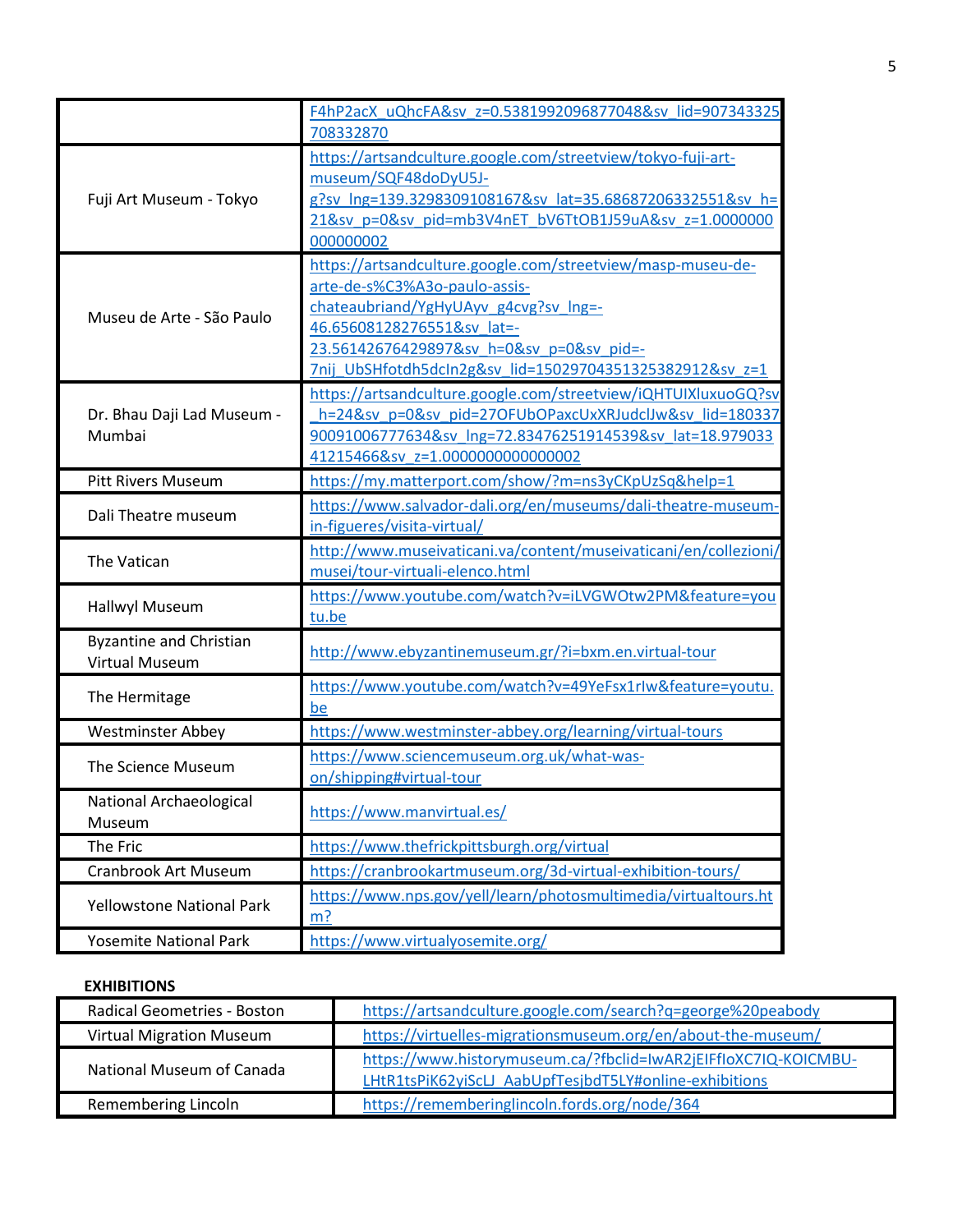| | |
|---|---|
| | F4hP2acX_uQhcFA&sv_z=0.5381992096877048&sv_lid=907343325708332870 |
| Fuji Art Museum - Tokyo | https://artsandculture.google.com/streetview/tokyo-fuji-art-museum/SQF48doDyU5J-g?sv_lng=139.3298309108167&sv_lat=35.68687206332551&sv_h=21&sv_p=0&sv_pid=mb3V4nET_bV6TtOB1J59uA&sv_z=1.0000000000000002 |
| Museu de Arte - São Paulo | https://artsandculture.google.com/streetview/masp-museu-de-arte-de-s%C3%A3o-paulo-assis-chateaubriand/YgHyUAyv_g4cvg?sv_lng=-46.65608128276551&sv_lat=-23.56142676429897&sv_h=0&sv_p=0&sv_pid=-7nij_UbSHfotdh5dcIn2g&sv_lid=1502970435132538​2912&sv_z=1 |
| Dr. Bhau Daji Lad Museum - Mumbai | https://artsandculture.google.com/streetview/iQHTUIXluxuoGQ?sv_h=24&sv_p=0&sv_pid=27OFUbOPaxcUxXRJudclJw&sv_lid=18033790091006777634&sv_lng=72.83476251914539&sv_lat=18.97903341215466&sv_z=1.0000000000000002 |
| Pitt Rivers Museum | https://my.matterport.com/show/?m=ns3yCKpUzSq&help=1 |
| Dali Theatre museum | https://www.salvador-dali.org/en/museums/dali-theatre-museum-in-figueres/visita-virtual/ |
| The Vatican | http://www.museivaticani.va/content/museivaticani/en/collezioni/musei/tour-virtuali-elenco.html |
| Hallwyl Museum | https://www.youtube.com/watch?v=iLVGWOtw2PM&feature=youtu.be |
| Byzantine and Christian Virtual Museum | http://www.ebyzantinemuseum.gr/?i=bxm.en.virtual-tour |
| The Hermitage | https://www.youtube.com/watch?v=49YeFsx1rIw&feature=youtu.be |
| Westminster Abbey | https://www.westminster-abbey.org/learning/virtual-tours |
| The Science Museum | https://www.sciencemuseum.org.uk/what-was-on/shipping#virtual-tour |
| National Archaeological Museum | https://www.manvirtual.es/ |
| The Fric | https://www.thefrickpittsburgh.org/virtual |
| Cranbrook Art Museum | https://cranbrookartmuseum.org/3d-virtual-exhibition-tours/ |
| Yellowstone National Park | https://www.nps.gov/yell/learn/photosmultimedia/virtualtours.htm? |
| Yosemite National Park | https://www.virtualyosemite.org/ |

**EXHIBITIONS**

| | |
|---|---|
| Radical Geometries - Boston | https://artsandculture.google.com/search?q=george%20peabody |
| Virtual Migration Museum | https://virtuelles-migrationsmuseum.org/en/about-the-museum/ |
| National Museum of Canada | https://www.historymuseum.ca/?fbclid=IwAR2jEIFfIoXC7IQ-KOICMBU-LHtR1tsPiK62yiScLJ_AabUpfTesjbdT5LY#online-exhibitions |
| Remembering Lincoln | https://rememberinglincoln.fords.org/node/364 |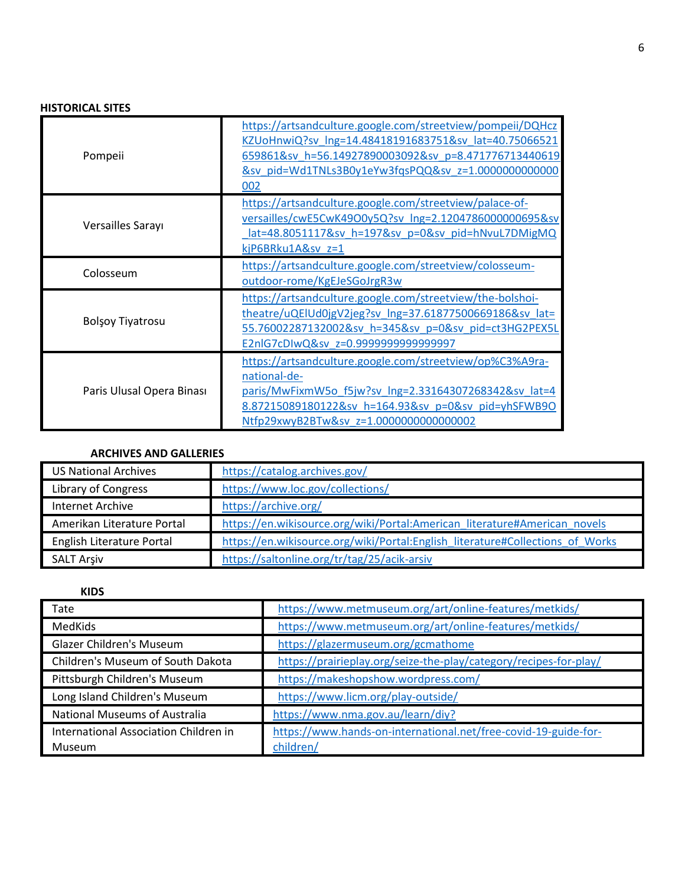**HISTORICAL SITES**

| | |
|---|---|
| Pompeii | https://artsandculture.google.com/streetview/pompeii/DQHczKZUoHnwiQ?sv_lng=14.48418191683751&sv_lat=40.75066521659861&sv_h=56.14927890003092&sv_p=8.471776713440619&sv_pid=Wd1TNLs3B0y1eYw3fqsPQQ&sv_z=1.0000000000000002 |
| Versailles Sarayı | https://artsandculture.google.com/streetview/palace-of-versailles/cwE5CwK49O0y5Q?sv_lng=2.1204786000000695&sv_lat=48.8051117&sv_h=197&sv_p=0&sv_pid=hNvuL7DMigMQkjP6BRku1A&sv_z=1 |
| Colosseum | https://artsandculture.google.com/streetview/colosseum-outdoor-rome/KgEJeSGoJrgR3w |
| Bolşoy Tiyatrosu | https://artsandculture.google.com/streetview/the-bolshoi-theatre/uQElUd0jgV2jeg?sv_lng=37.61877500669186&sv_lat=55.76002287132002&sv_h=345&sv_p=0&sv_pid=ct3HG2PEX5LE2nlG7cDIwQ&sv_z=0.9999999999999997 |
| Paris Ulusal Opera Binası | https://artsandculture.google.com/streetview/op%C3%A9ra-national-de-paris/MwFixmW5o_f5jw?sv_lng=2.33164307268342&sv_lat=48.87215089180122&sv_h=164.93&sv_p=0&sv_pid=yhSFWB9ONtfp29xwyB2BTw&sv_z=1.0000000000000002 |

**ARCHIVES AND GALLERIES**

| | |
|---|---|
| US National Archives | https://catalog.archives.gov/ |
| Library of Congress | https://www.loc.gov/collections/ |
| Internet Archive | https://archive.org/ |
| Amerikan Literature Portal | https://en.wikisource.org/wiki/Portal:American_literature#American_novels |
| English Literature Portal | https://en.wikisource.org/wiki/Portal:English_literature#Collections_of_Works |
| SALT Arşiv | https://saltonline.org/tr/tag/25/acik-arsiv |

**KIDS**

| | |
|---|---|
| Tate | https://www.metmuseum.org/art/online-features/metkids/ |
| MedKids | https://www.metmuseum.org/art/online-features/metkids/ |
| Glazer Children's Museum | https://glazermuseum.org/gcmathome |
| Children's Museum of South Dakota | https://prairieplay.org/seize-the-play/category/recipes-for-play/ |
| Pittsburgh Children's Museum | https://makeshopshow.wordpress.com/ |
| Long Island Children's Museum | https://www.licm.org/play-outside/ |
| National Museums of Australia | https://www.nma.gov.au/learn/diy? |
| International Association Children in Museum | https://www.hands-on-international.net/free-covid-19-guide-for-children/ |